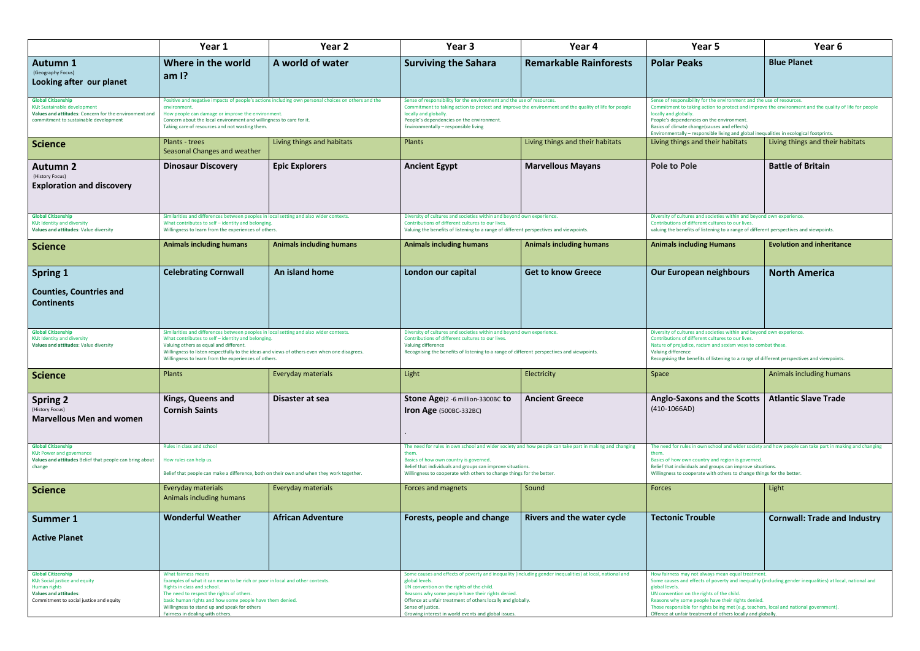| | Year 1 | Year 2 | Year 3 | Year 4 | Year 5 | Year 6 |
|---|---|---|---|---|---|---|
| **Autumn 1** (Geography Focus) **Looking after our planet** | **Where in the world am I?** | **A world of water** | **Surviving the Sahara** | **Remarkable Rainforests** | **Polar Peaks** | **Blue Planet** |
| **Global Citizenship** KU: Sustainable development **Values and attitudes**: Concern for the environment and commitment to sustainable development | Positive and negative impacts of people's actions including own personal choices on others and the environment. How people can damage or improve the environment. Concern about the local environment and willingness to care for it. Taking care of resources and not wasting them. | | Sense of responsibility for the environment and the use of resources. Commitment to taking action to protect and improve the environment and the quality of life for people locally and globally. People's dependencies on the environment. Environmentally – responsible living | | Sense of responsibility for the environment and the use of resources. Commitment to taking action to protect and improve the environment and the quality of life for people locally and globally. People's dependencies on the environment. Basics of climate change(causes and effects) Environmentally – responsible living and global inequalities in ecological footprints. | |
| **Science** | Plants - trees Seasonal Changes and weather | Living things and habitats | Plants | Living things and their habitats | Living things and their habitats | Living things and their habitats |
| **Autumn 2** (History Focus) **Exploration and discovery** | **Dinosaur Discovery** | **Epic Explorers** | **Ancient Egypt** | **Marvellous Mayans** | **Pole to Pole** | **Battle of Britain** |
| **Global Citizenship** KU: Identity and diversity **Values and attitudes**: Value diversity | Similarities and differences between peoples in local setting and also wider contexts. What contributes to self – identity and belonging. Willingness to learn from the experiences of others. | | Diversity of cultures and societies within and beyond own experience. Contributions of different cultures to our lives. Valuing the benefits of listening to a range of different perspectives and viewpoints. | | Diversity of cultures and societies within and beyond own experience. Contributions of different cultures to our lives. valuing the benefits of listening to a range of different perspectives and viewpoints. | |
| **Science** | **Animals including humans** | **Animals including humans** | **Animals including humans** | **Animals including humans** | **Animals including Humans** | **Evolution and inheritance** |
| **Spring 1** **Counties, Countries and Continents** | **Celebrating Cornwall** | **An island home** | **London our capital** | **Get to know Greece** | **Our European neighbours** | **North America** |
| **Global Citizenship** KU: Identity and diversity **Values and attitudes**: Value diversity | Similarities and differences between peoples in local setting and also wider contexts. What contributes to self – identity and belonging. Valuing others as equal and different. Willingness to listen respectfully to the ideas and views of others even when one disagrees. Willingness to learn from the experiences of others. | | Diversity of cultures and societies within and beyond own experience. Contributions of different cultures to our lives. Valuing difference Recognising the benefits of listening to a range of different perspectives and viewpoints. | | Diversity of cultures and societies within and beyond own experience. Contributions of different cultures to our lives. Nature of prejudice, racism and sexism ways to combat these. Valuing difference Recognising the benefits of listening to a range of different perspectives and viewpoints. | |
| **Science** | Plants | Everyday materials | Light | Electricity | Space | Animals including humans |
| **Spring 2** (History Focus) **Marvellous Men and women** | **Kings, Queens and Cornish Saints** | **Disaster at sea** | **Stone Age**(2 -6 million-3300BC **to Iron Age** (500BC-332BC) . | **Ancient Greece** | **Anglo-Saxons and the Scotts** (410-1066AD) | **Atlantic Slave Trade** |
| **Global Citizenship** KU: Power and governance **Values and attitudes** Belief that people can bring about change | Rules in class and school How rules can help us. Belief that people can make a difference, both on their own and when they work together. | | The need for rules in own school and wider society and how people can take part in making and changing them. Basics of how own country is governed. Belief that individuals and groups can improve situations. Willingness to cooperate with others to change things for the better. | | The need for rules in own school and wider society and how people can take part in making and changing them. Basics of how own country and region is governed. Belief that individuals and groups can improve situations. Willingness to cooperate with others to change things for the better. | |
| **Science** | Everyday materials Animals including humans | Everyday materials | Forces and magnets | Sound | Forces | Light |
| **Summer 1** **Active Planet** | **Wonderful Weather** | **African Adventure** | **Forests, people and change** | **Rivers and the water cycle** | **Tectonic Trouble** | **Cornwall: Trade and Industry** |
| **Global Citizenship** KU: Social justice and equity Human rights **Values and attitudes**: Commitment to social justice and equity | What fairness means Examples of what it can mean to be rich or poor in local and other contexts. Rights in class and school. The need to respect the rights of others. basic human rights and how some people have them denied. Willingness to stand up and speak for others Fairness in dealing with others. | | Some causes and effects of poverty and inequality (including gender inequalities) at local, national and global levels. UN convention on the rights of the child. Reasons why some people have their rights denied. Offence at unfair treatment of others locally and globally. Sense of justice. Growing interest in world events and global issues. | | How fairness may not always mean equal treatment. Some causes and effects of poverty and inequality (including gender inequalities) at local, national and global levels. UN convention on the rights of the child. Reasons why some people have their rights denied. Those responsible for rights being met (e.g. teachers, local and national government). Offence at unfair treatment of others locally and globally. | |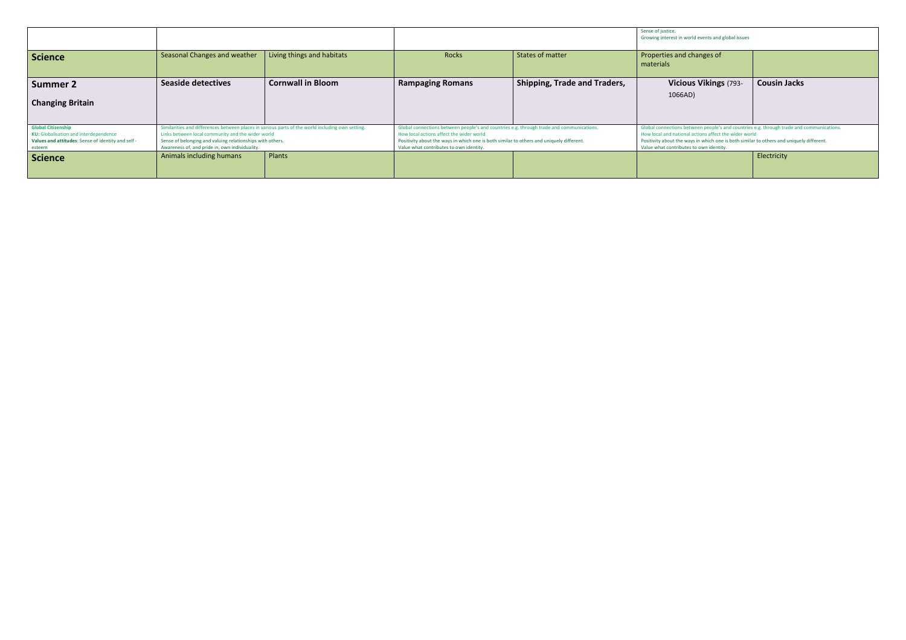| | | | | | | |
|---|---|---|---|---|---|---|
| | | | | | Sense of justice.<br>Growing interest in world events and global issues | |
| **Science** | Seasonal Changes and weather | Living things and habitats | Rocks | States of matter | Properties and changes of materials | |
| **Summer 2**<br><br>**Changing Britain** | **Seaside detectives** | **Cornwall in Bloom** | **Rampaging Romans** | **Shipping, Trade and Traders,** | **Vicious Vikings** (793-1066AD) | **Cousin Jacks** |
| **Global Citizenship**<br>**KU:** Globalisation and interdependence<br>**Values and attitudes**: Sense of identity and self - esteem | Similarities and differences between places in various parts of the world including own setting.<br>Links between local community and the wider world<br>Sense of belonging and valuing relationships with others.<br>Awareness of, and pride in, own individuality. | | Global connections between people's and countries e.g. through trade and communications.<br>How local actions affect the wider world<br>Positivity about the ways in which one is both similar to others and uniquely different.<br>Value what contributes to own identity. | | Global connections between people's and countries e.g. through trade and communications.<br>How local and national actions affect the wider world<br>Positivity about the ways in which one is both similar to others and uniquely different.<br>Value what contributes to own identity. | |
| **Science** | Animals including humans | Plants | | | | Electricity |